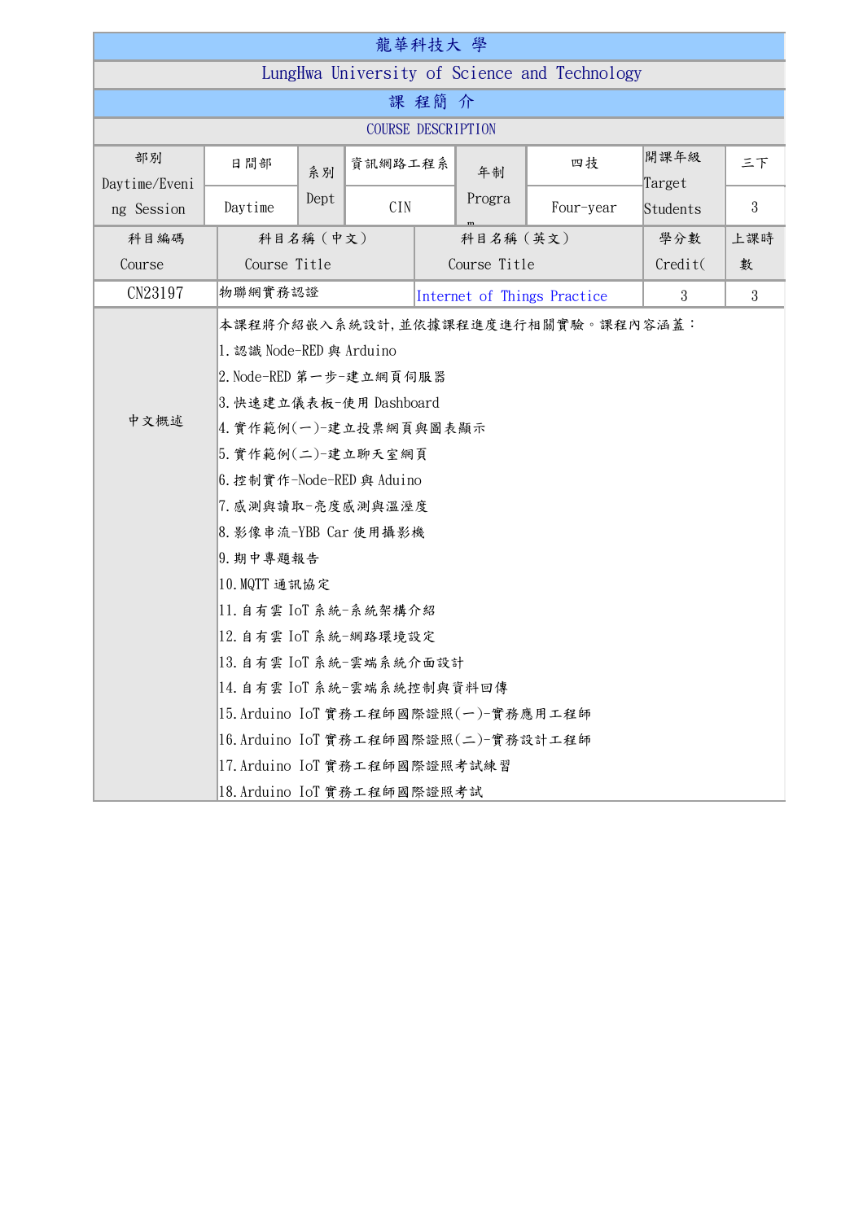# 龍華科技大 學

## LungHwa University of Science and Technology

### 課 程簡 介

### COURSE DESCRIPTION

| 部別 Daytime/Evening Session | 日間部 Daytime | 系別 Dept | 資訊網路工程系 CIN | 年制 Program | 四技 Four-year | 開課年級 Target Students | 三下 3 |
|---|---|---|---|---|---|---|---|

| 科目編碼 Course | 科目名稱（中文） Course Title | 科目名稱（英文） Course Title | 學分數 Credit( | 上課時數 |
|---|---|---|---|---|
| CN23197 | 物聯網實務認證 | Internet of Things Practice | 3 | 3 |

| | |
|---|---|
| 中文概述 | 本課程將介紹嵌入系統設計，並依據課程進度進行相關實驗。課程內容涵蓋：<br>1. 認識 Node-RED 與 Arduino<br>2. Node-RED 第一步-建立網頁伺服器<br>3. 快速建立儀表板-使用 Dashboard<br>4. 實作範例(一)-建立投票網頁與圖表顯示<br>5. 實作範例(二)-建立聊天室網頁<br>6. 控制實作-Node-RED 與 Aduino<br>7. 感測與讀取-亮度感測與溫溼度<br>8. 影像串流-YBB Car 使用攝影機<br>9. 期中專題報告<br>10. MQTT 通訊協定<br>11. 自有雲 IoT 系統-系統架構介紹<br>12. 自有雲 IoT 系統-網路環境設定<br>13. 自有雲 IoT 系統-雲端系統介面設計<br>14. 自有雲 IoT 系統-雲端系統控制與資料回傳<br>15. Arduino IoT 實務工程師國際證照(一)-實務應用工程師<br>16. Arduino IoT 實務工程師國際證照(二)-實務設計工程師<br>17. Arduino IoT 實務工程師國際證照考試練習<br>18. Arduino IoT 實務工程師國際證照考試 |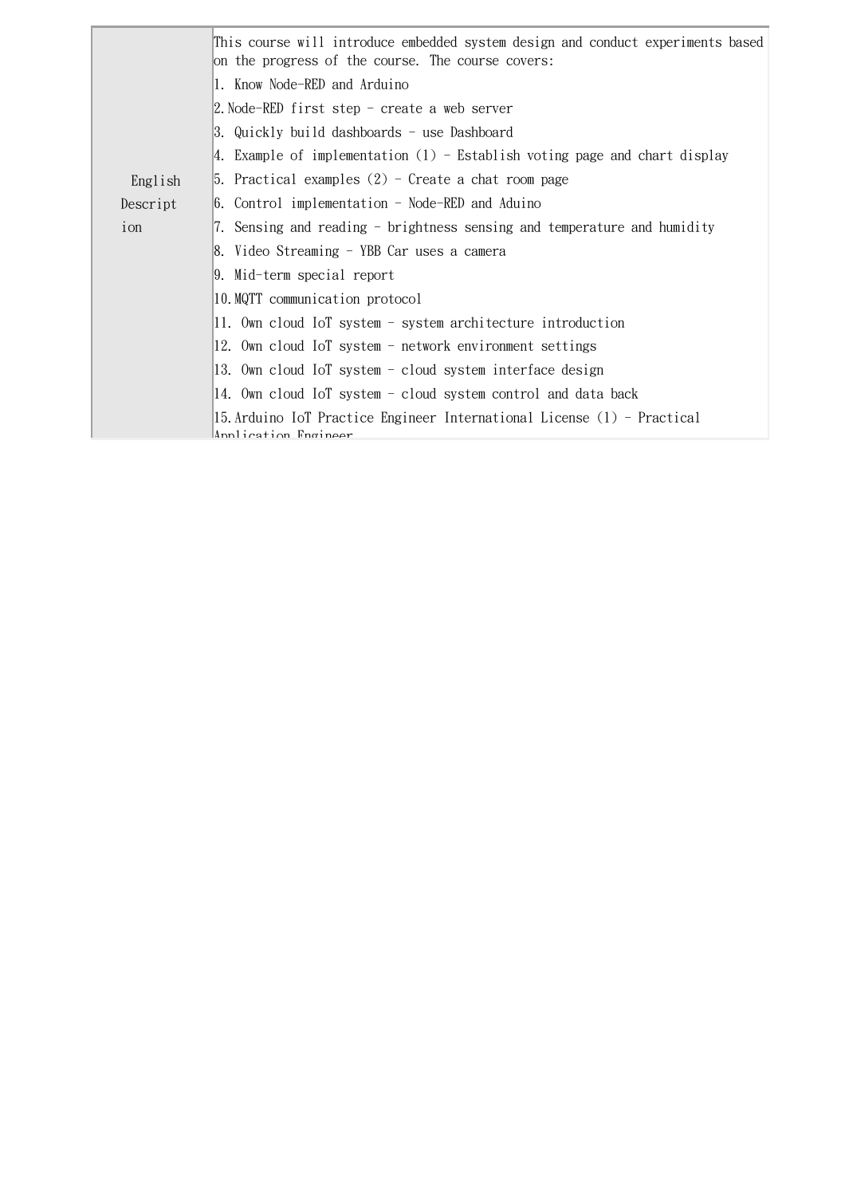| | |
|---|---|
| English Description | This course will introduce embedded system design and conduct experiments based on the progress of the course. The course covers:<br>1. Know Node-RED and Arduino<br>2.Node-RED first step - create a web server<br>3. Quickly build dashboards - use Dashboard<br>4. Example of implementation (1) - Establish voting page and chart display<br>5. Practical examples (2) - Create a chat room page<br>6. Control implementation - Node-RED and Aduino<br>7. Sensing and reading - brightness sensing and temperature and humidity<br>8. Video Streaming - YBB Car uses a camera<br>9. Mid-term special report<br>10.MQTT communication protocol<br>11. Own cloud IoT system - system architecture introduction<br>12. Own cloud IoT system - network environment settings<br>13. Own cloud IoT system - cloud system interface design<br>14. Own cloud IoT system - cloud system control and data back<br>15.Arduino IoT Practice Engineer International License (1) - Practical Application Engineer |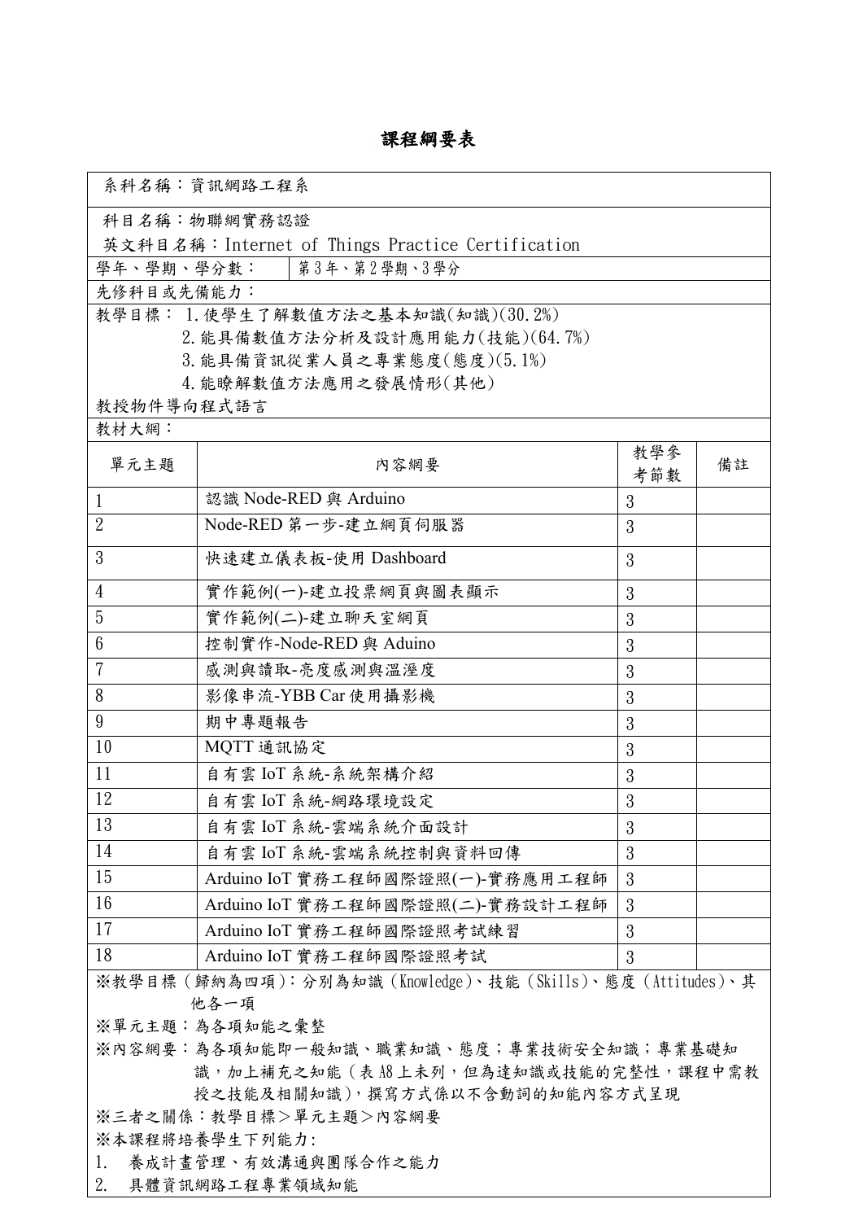# 課程綱要表

系科名稱：資訊網路工程系

科目名稱：物聯網實務認證

英文科目名稱：Internet of Things Practice Certification

| 學年、學期、學分數： | 第3年、第2學期、3學分 |
|---|---|

先修科目或先備能力：

教學目標：

1.使學生了解數值方法之基本知識(知識)(30.2%)

2.能具備數值方法分析及設計應用能力(技能)(64.7%)

3.能具備資訊從業人員之專業態度(態度)(5.1%)

4.能瞭解數值方法應用之發展情形(其他)

教授物件導向程式語言

教材大綱：

| 單元主題 | 內容綱要 | 教學參考節數 | 備註 |
|---|---|---|---|
| 1 | 認識 Node-RED 與 Arduino | 3 | |
| 2 | Node-RED 第一步-建立網頁伺服器 | 3 | |
| 3 | 快速建立儀表板-使用 Dashboard | 3 | |
| 4 | 實作範例(一)-建立投票網頁與圖表顯示 | 3 | |
| 5 | 實作範例(二)-建立聊天室網頁 | 3 | |
| 6 | 控制實作-Node-RED 與 Aduino | 3 | |
| 7 | 感測與讀取-亮度感測與溫溼度 | 3 | |
| 8 | 影像串流-YBB Car 使用攝影機 | 3 | |
| 9 | 期中專題報告 | 3 | |
| 10 | MQTT 通訊協定 | 3 | |
| 11 | 自有雲 IoT 系統-系統架構介紹 | 3 | |
| 12 | 自有雲 IoT 系統-網路環境設定 | 3 | |
| 13 | 自有雲 IoT 系統-雲端系統介面設計 | 3 | |
| 14 | 自有雲 IoT 系統-雲端系統控制與資料回傳 | 3 | |
| 15 | Arduino IoT 實務工程師國際證照(一)-實務應用工程師 | 3 | |
| 16 | Arduino IoT 實務工程師國際證照(二)-實務設計工程師 | 3 | |
| 17 | Arduino IoT 實務工程師國際證照考試練習 | 3 | |
| 18 | Arduino IoT 實務工程師國際證照考試 | 3 | |

※教學目標（歸納為四項）：分別為知識（Knowledge）、技能（Skills）、態度（Attitudes）、其他各一項

※單元主題：為各項知能之彙整

※內容綱要：為各項知能即一般知識、職業知識、態度；專業技術安全知識；專業基礎知識，加上補充之知能（表 A8 上未列，但為達知識或技能的完整性，課程中需教授之技能及相關知識），撰寫方式係以不含動詞的知能內容方式呈現

※三者之關係：教學目標＞單元主題＞內容綱要

※本課程將培養學生下列能力:

1. 養成計畫管理、有效溝通與團隊合作之能力
2. 具體資訊網路工程專業領域知能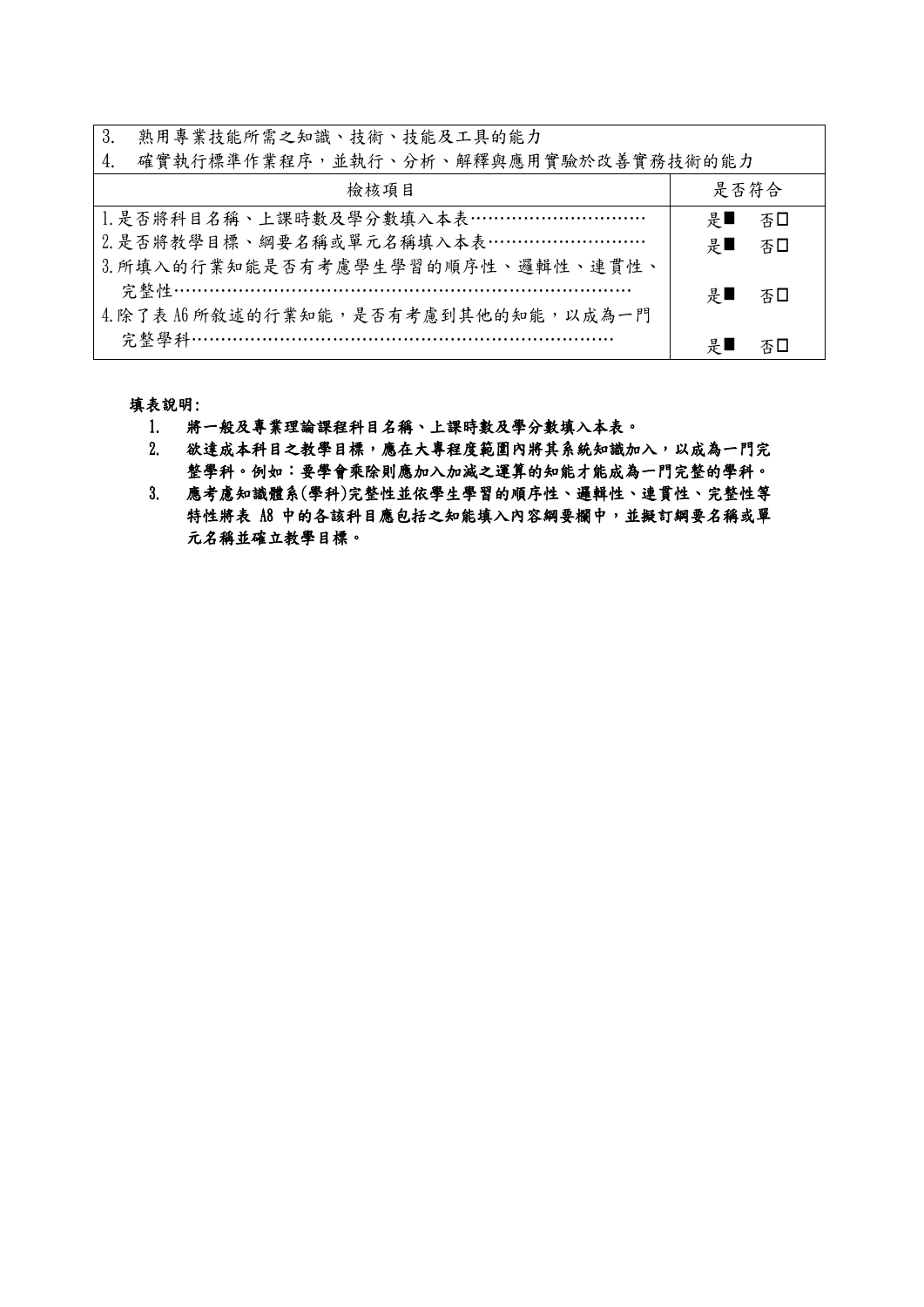| |
|---|
| 3. 熟用專業技能所需之知識、技術、技能及工具的能力 |
| 4. 確實執行標準作業程序，並執行、分析、解釋與應用實驗於改善實務技術的能力 |

| 檢核項目 | 是否符合 |
|---|---|
| 1.是否將科目名稱、上課時數及學分數填入本表………………………… | 是■ 否□ |
| 2.是否將教學目標、綱要名稱或單元名稱填入本表……………………… | 是■ 否□ |
| 3.所填入的行業知能是否有考慮學生學習的順序性、邏輯性、連貫性、完整性………………………………………………………………… | 是■ 否□ |
| 4.除了表 A6 所敘述的行業知能，是否有考慮到其他的知能，以成為一門完整學科……………………………………………………………… | 是■ 否□ |

**填表說明:**

1. **將一般及專業理論課程科目名稱、上課時數及學分數填入本表。**
2. **欲達成本科目之教學目標，應在大專程度範圍內將其系統知識加入，以成為一門完整學科。例如：要學會乘除則應加入加減之運算的知能才能成為一門完整的學科。**
3. **應考慮知識體系(學科)完整性並依學生學習的順序性、邏輯性、連貫性、完整性等特性將表 A8 中的各該科目應包括之知能填入內容綱要欄中，並擬訂綱要名稱或單元名稱並確立教學目標。**